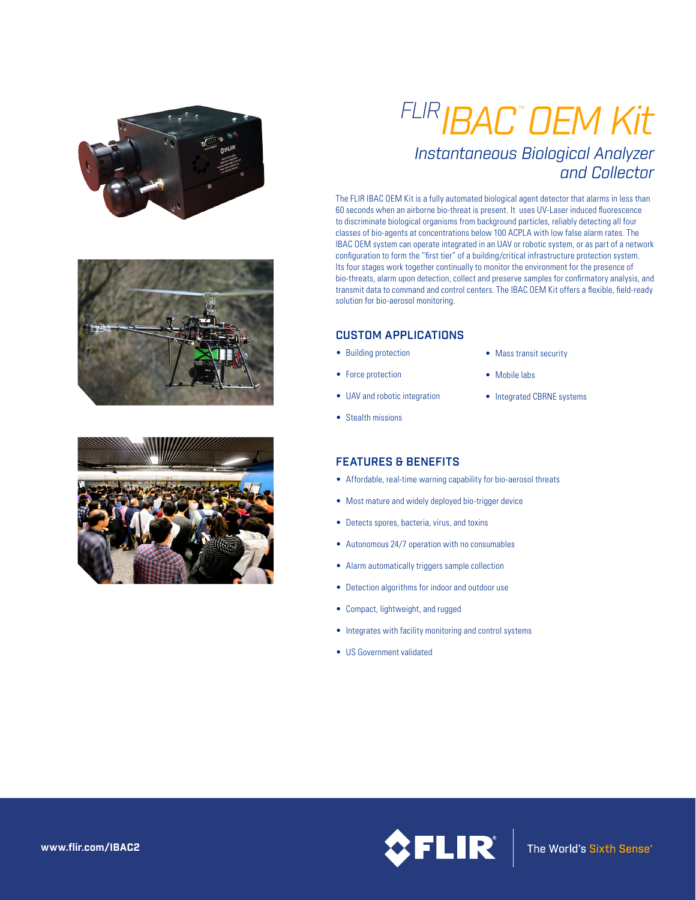# FLIR IBAC™ OEM Kit

## Instantaneous Biological Analyzer and Collector

The FLIR IBAC OEM Kit is a fully automated biological agent detector that alarms in less than 60 seconds when an airborne bio-threat is present. It uses UV-Laser induced fluorescence to discriminate biological organisms from background particles, reliably detecting all four classes of bio-agents at concentrations below 100 ACPLA with low false alarm rates. The IBAC OEM system can operate integrated in an UAV or robotic system, or as part of a network configuration to form the "first tier" of a building/critical infrastructure protection system. Its four stages work together continually to monitor the environment for the presence of bio-threats, alarm upon detection, collect and preserve samples for confirmatory analysis, and transmit data to command and control centers. The IBAC OEM Kit offers a flexible, field-ready solution for bio-aerosol monitoring.

### CUSTOM APPLICATIONS

- Building protection
- Force protection
- UAV and robotic integration
- Stealth missions
- Mass transit security
- Mobile labs
- Integrated CBRNE systems

### FEATURES & BENEFITS

- Affordable, real-time warning capability for bio-aerosol threats
- Most mature and widely deployed bio-trigger device
- Detects spores, bacteria, virus, and toxins
- Autonomous 24/7 operation with no consumables
- Alarm automatically triggers sample collection
- Detection algorithms for indoor and outdoor use
- Compact, lightweight, and rugged
- Integrates with facility monitoring and control systems
- US Government validated

www.flir.com/IBAC2

FLIR® The World's Sixth Sense®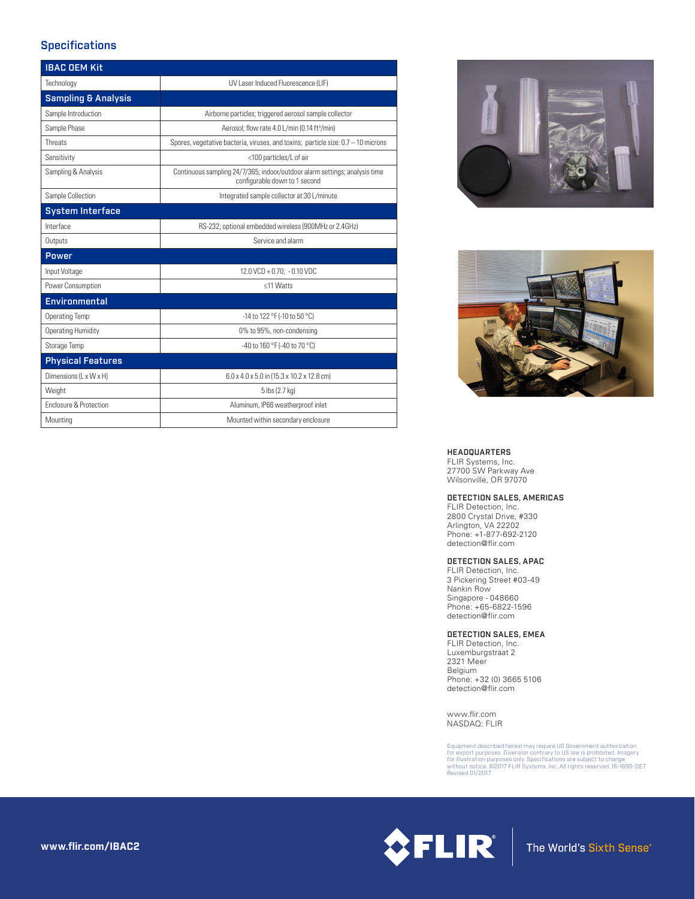## Specifications

| IBAC OEM Kit | |
|---|---|
| Technology | UV Laser Induced Fluorescence (LIF) |
| **Sampling & Analysis** | |
| Sample Introduction | Airborne particles; triggered aerosol sample collector |
| Sample Phase | Aerosol; flow rate 4.0 L/min (0.14 $ft^3$/min) |
| Threats | Spores, vegetative bacteria, viruses, and toxins; particle size: 0.7 – 10 microns |
| Sensitivity | <100 particles/L of air |
| Sampling & Analysis | Continuous sampling 24/7/365; indoor/outdoor alarm settings; analysis time configurable down to 1 second |
| Sample Collection | Integrated sample collector at 30 L/minute |
| **System Interface** | |
| Interface | RS-232; optional embedded wireless (900MHz or 2.4GHz) |
| Outputs | Service and alarm |
| **Power** | |
| Input Voltage | 12.0 VCD + 0.70; - 0.10 VDC |
| Power Consumption | ≤11 Watts |
| **Environmental** | |
| Operating Temp | -14 to 122 °F (-10 to 50 °C) |
| Operating Humidity | 0% to 95%, non-condensing |
| Storage Temp | -40 to 160 °F (-40 to 70 °C) |
| **Physical Features** | |
| Dimensions (L x W x H) | 6.0 x 4.0 x 5.0 in (15.3 x 10.2 x 12.8 cm) |
| Weight | 5 lbs (2.7 kg) |
| Enclosure & Protection | Aluminum, IP66 weatherproof inlet |
| Mounting | Mounted within secondary enclosure |

**HEADQUARTERS**
FLIR Systems, Inc.
27700 SW Parkway Ave
Wilsonville, OR 97070

**DETECTION SALES, AMERICAS**
FLIR Detection, Inc.
2800 Crystal Drive, #330
Arlington, VA 22202
Phone: +1-877-692-2120
detection@flir.com

**DETECTION SALES, APAC**
FLIR Detection, Inc.
3 Pickering Street #03-49
Nankin Row
Singapore - 048660
Phone: +65-6822-1596
detection@flir.com

**DETECTION SALES, EMEA**
FLIR Detection, Inc.
Luxemburgstraat 2
2321 Meer
Belgium
Phone: +32 (0) 3665 5106
detection@flir.com

www.flir.com
NASDAQ: FLIR

Equipment described herein may require US Government authorization for export purposes. Diversion contrary to US law is prohibited. Imagery for illustration purposes only. Specifications are subject to change without notice. ©2017 FLIR Systems, Inc. All rights reserved. 16-1695-DET Revised 01/2017

**www.flir.com/IBAC2**

FLIR® The World's Sixth Sense®